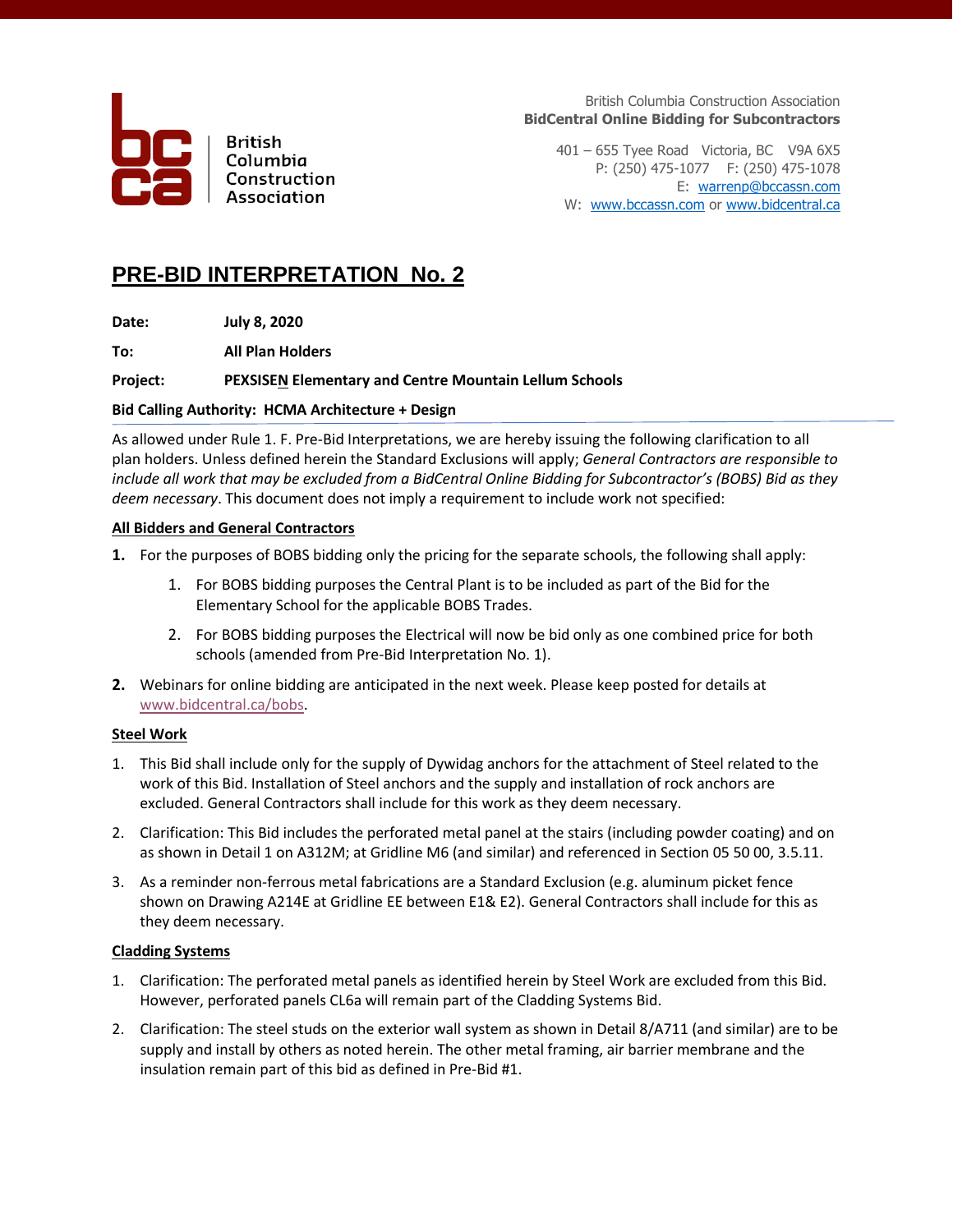British Columbia Construction Association
**BidCentral Online Bidding for Subcontractors**

401 – 655 Tyee Road Victoria, BC V9A 6X5
P: (250) 475-1077 F: (250) 475-1078
E: warrenp@bccassn.com
W: www.bccassn.com or www.bidcentral.ca

British Columbia Construction Association

# PRE-BID INTERPRETATION No. 2

**Date:** **July 8, 2020**

**To:** **All Plan Holders**

**Project:** **PEXSISEN Elementary and Centre Mountain Lellum Schools**

**Bid Calling Authority: HCMA Architecture + Design**

As allowed under Rule 1. F. Pre-Bid Interpretations, we are hereby issuing the following clarification to all plan holders. Unless defined herein the Standard Exclusions will apply; *General Contractors are responsible to include all work that may be excluded from a BidCentral Online Bidding for Subcontractor's (BOBS) Bid as they deem necessary*. This document does not imply a requirement to include work not specified:

**All Bidders and General Contractors**

1. For the purposes of BOBS bidding only the pricing for the separate schools, the following shall apply:
    1. For BOBS bidding purposes the Central Plant is to be included as part of the Bid for the Elementary School for the applicable BOBS Trades.
    2. For BOBS bidding purposes the Electrical will now be bid only as one combined price for both schools (amended from Pre-Bid Interpretation No. 1).
2. Webinars for online bidding are anticipated in the next week. Please keep posted for details at www.bidcentral.ca/bobs.

**Steel Work**

1. This Bid shall include only for the supply of Dywidag anchors for the attachment of Steel related to the work of this Bid. Installation of Steel anchors and the supply and installation of rock anchors are excluded. General Contractors shall include for this work as they deem necessary.
2. Clarification: This Bid includes the perforated metal panel at the stairs (including powder coating) and on as shown in Detail 1 on A312M; at Gridline M6 (and similar) and referenced in Section 05 50 00, 3.5.11.
3. As a reminder non-ferrous metal fabrications are a Standard Exclusion (e.g. aluminum picket fence shown on Drawing A214E at Gridline EE between E1& E2). General Contractors shall include for this as they deem necessary.

**Cladding Systems**

1. Clarification: The perforated metal panels as identified herein by Steel Work are excluded from this Bid. However, perforated panels CL6a will remain part of the Cladding Systems Bid.
2. Clarification: The steel studs on the exterior wall system as shown in Detail 8/A711 (and similar) are to be supply and install by others as noted herein. The other metal framing, air barrier membrane and the insulation remain part of this bid as defined in Pre-Bid #1.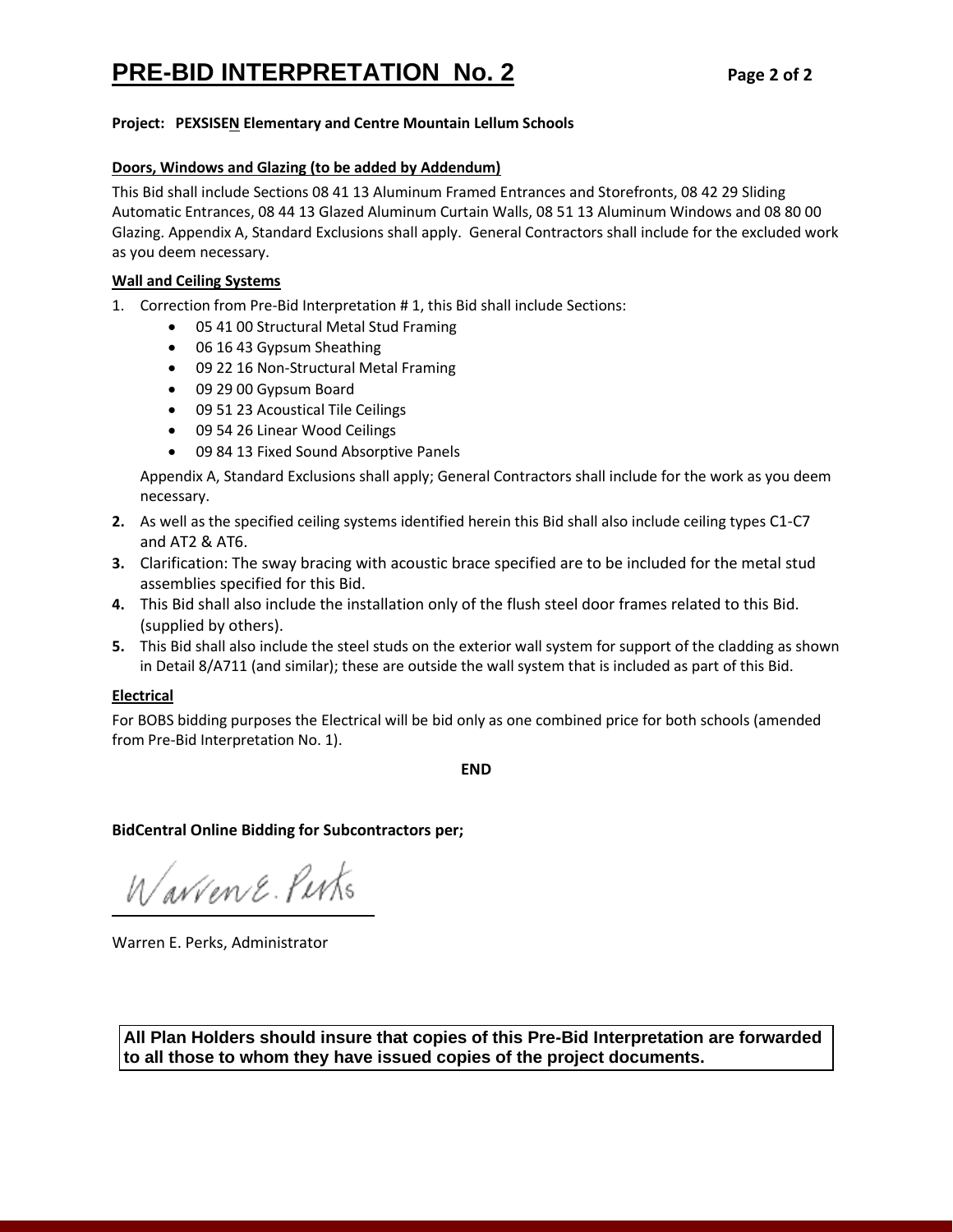# PRE-BID INTERPRETATION No. 2

**Project: PEXSISEN Elementary and Centre Mountain Lellum Schools**

**Doors, Windows and Glazing (to be added by Addendum)**

This Bid shall include Sections 08 41 13 Aluminum Framed Entrances and Storefronts, 08 42 29 Sliding Automatic Entrances, 08 44 13 Glazed Aluminum Curtain Walls, 08 51 13 Aluminum Windows and 08 80 00 Glazing. Appendix A, Standard Exclusions shall apply. General Contractors shall include for the excluded work as you deem necessary.

**Wall and Ceiling Systems**

1. Correction from Pre-Bid Interpretation # 1, this Bid shall include Sections:
   - 05 41 00 Structural Metal Stud Framing
   - 06 16 43 Gypsum Sheathing
   - 09 22 16 Non-Structural Metal Framing
   - 09 29 00 Gypsum Board
   - 09 51 23 Acoustical Tile Ceilings
   - 09 54 26 Linear Wood Ceilings
   - 09 84 13 Fixed Sound Absorptive Panels

   Appendix A, Standard Exclusions shall apply; General Contractors shall include for the work as you deem necessary.
2. As well as the specified ceiling systems identified herein this Bid shall also include ceiling types C1-C7 and AT2 & AT6.
3. Clarification: The sway bracing with acoustic brace specified are to be included for the metal stud assemblies specified for this Bid.
4. This Bid shall also include the installation only of the flush steel door frames related to this Bid. (supplied by others).
5. This Bid shall also include the steel studs on the exterior wall system for support of the cladding as shown in Detail 8/A711 (and similar); these are outside the wall system that is included as part of this Bid.

**Electrical**

For BOBS bidding purposes the Electrical will be bid only as one combined price for both schools (amended from Pre-Bid Interpretation No. 1).

**END**

**BidCentral Online Bidding for Subcontractors per;**

Warren E. Perks

Warren E. Perks, Administrator

**All Plan Holders should insure that copies of this Pre-Bid Interpretation are forwarded to all those to whom they have issued copies of the project documents.**